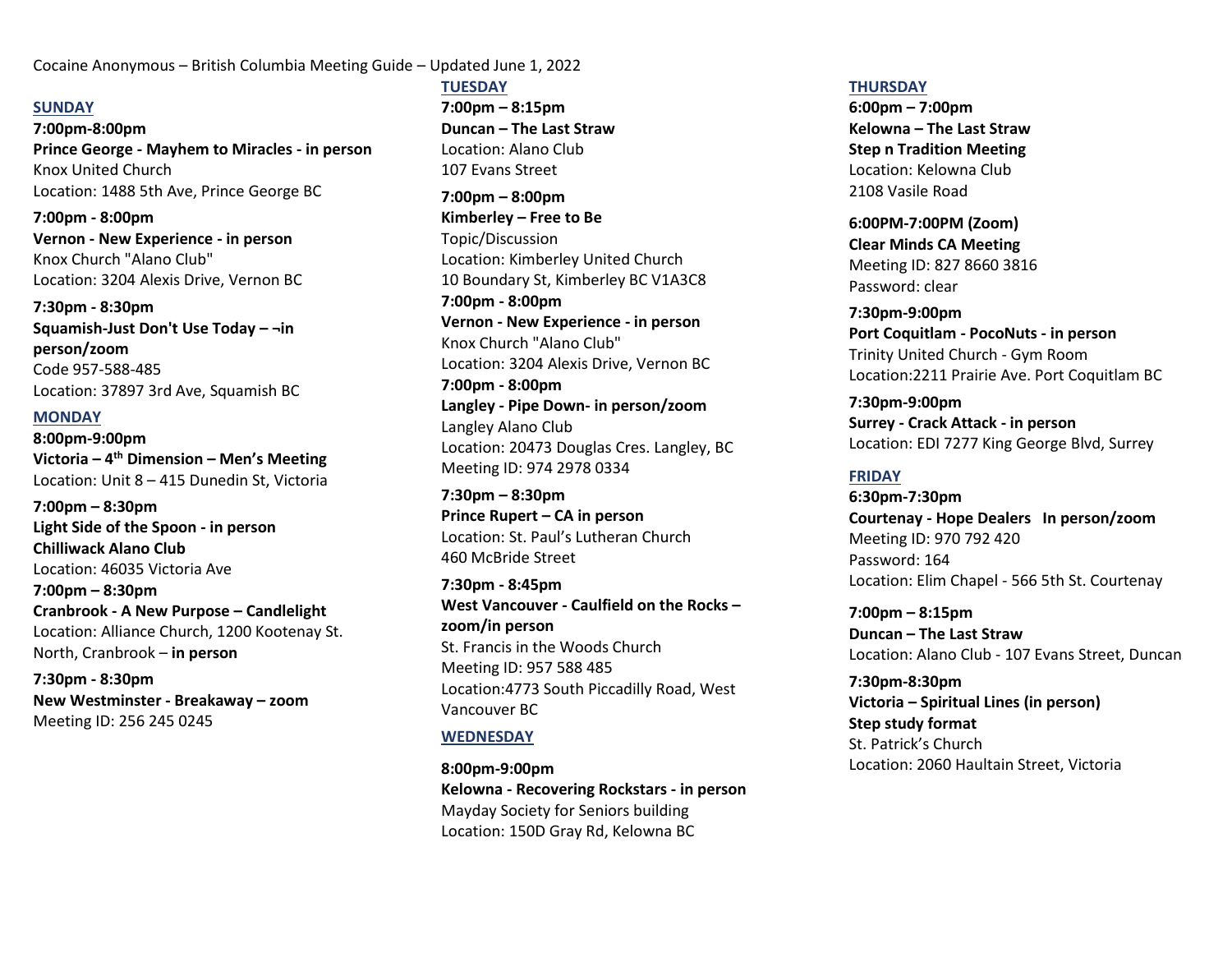Cocaine Anonymous – British Columbia Meeting Guide – Updated June 1, 2022

## SUNDAY

**7:00pm-8:00pm**
**Prince George - Mayhem to Miracles - in person**
Knox United Church
Location: 1488 5th Ave, Prince George BC

**7:00pm - 8:00pm**
**Vernon - New Experience - in person**
Knox Church "Alano Club"
Location: 3204 Alexis Drive, Vernon BC

**7:30pm - 8:30pm**
**Squamish-Just Don't Use Today – ¬in person/zoom**
Code 957-588-485
Location: 37897 3rd Ave, Squamish BC

## MONDAY

**8:00pm-9:00pm**
**Victoria – 4th Dimension – Men's Meeting**
Location: Unit 8 – 415 Dunedin St, Victoria

**7:00pm – 8:30pm**
**Light Side of the Spoon - in person**
**Chilliwack Alano Club**
Location: 46035 Victoria Ave

**7:00pm – 8:30pm**
**Cranbrook - A New Purpose – Candlelight**
Location: Alliance Church, 1200 Kootenay St. North, Cranbrook – **in person**

**7:30pm - 8:30pm**
**New Westminster - Breakaway – zoom**
Meeting ID: 256 245 0245

## TUESDAY

**7:00pm – 8:15pm**
**Duncan – The Last Straw**
Location: Alano Club
107 Evans Street

**7:00pm – 8:00pm**
**Kimberley – Free to Be**
Topic/Discussion
Location: Kimberley United Church
10 Boundary St, Kimberley BC V1A3C8

**7:00pm - 8:00pm**
**Vernon - New Experience - in person**
Knox Church "Alano Club"
Location: 3204 Alexis Drive, Vernon BC

**7:00pm - 8:00pm**
**Langley - Pipe Down- in person/zoom**
Langley Alano Club
Location: 20473 Douglas Cres. Langley, BC
Meeting ID: 974 2978 0334

**7:30pm – 8:30pm**
**Prince Rupert – CA in person**
Location: St. Paul's Lutheran Church
460 McBride Street

**7:30pm - 8:45pm**
**West Vancouver - Caulfield on the Rocks – zoom/in person**
St. Francis in the Woods Church
Meeting ID: 957 588 485
Location:4773 South Piccadilly Road, West Vancouver BC

## WEDNESDAY

**8:00pm-9:00pm**
**Kelowna - Recovering Rockstars - in person**
Mayday Society for Seniors building
Location: 150D Gray Rd, Kelowna BC

## THURSDAY

**6:00pm – 7:00pm**
**Kelowna – The Last Straw**
**Step n Tradition Meeting**
Location: Kelowna Club
2108 Vasile Road

**6:00PM-7:00PM (Zoom)**
**Clear Minds CA Meeting**
Meeting ID: 827 8660 3816
Password: clear

**7:30pm-9:00pm**
**Port Coquitlam - PocoNuts - in person**
Trinity United Church - Gym Room
Location:2211 Prairie Ave. Port Coquitlam BC

**7:30pm-9:00pm**
**Surrey - Crack Attack - in person**
Location: EDI 7277 King George Blvd, Surrey

## FRIDAY

**6:30pm-7:30pm**
**Courtenay - Hope Dealers In person/zoom**
Meeting ID: 970 792 420
Password: 164
Location: Elim Chapel - 566 5th St. Courtenay

**7:00pm – 8:15pm**
**Duncan – The Last Straw**
Location: Alano Club - 107 Evans Street, Duncan

**7:30pm-8:30pm**
**Victoria – Spiritual Lines (in person)**
**Step study format**
St. Patrick's Church
Location: 2060 Haultain Street, Victoria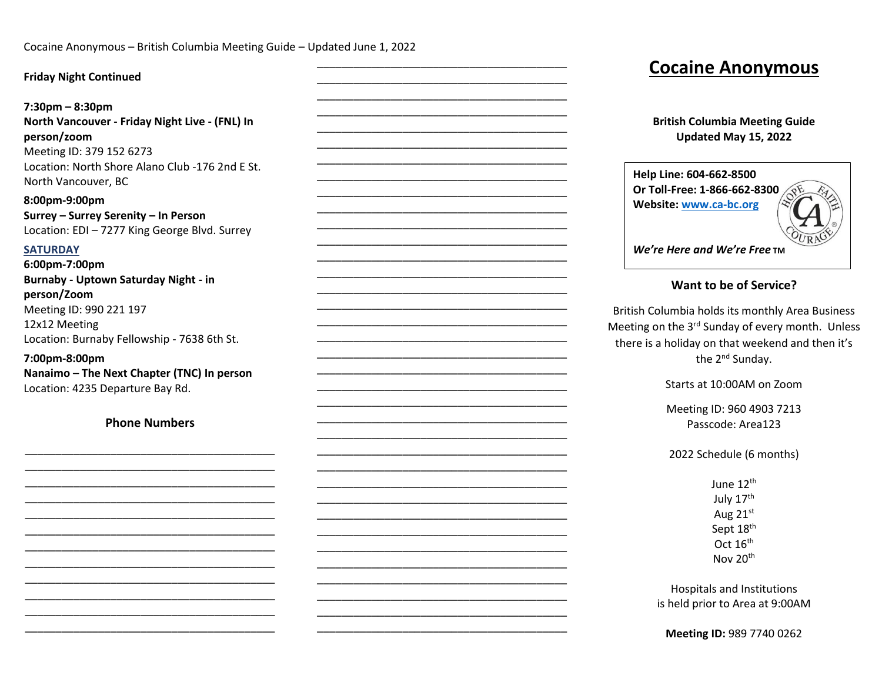Cocaine Anonymous – British Columbia Meeting Guide – Updated June 1, 2022

**Friday Night Continued**

**7:30pm – 8:30pm**
**North Vancouver - Friday Night Live - (FNL) In person/zoom**
Meeting ID: 379 152 6273
Location: North Shore Alano Club -176 2nd E St. North Vancouver, BC

**8:00pm-9:00pm**
**Surrey – Surrey Serenity – In Person**
Location: EDI – 7277 King George Blvd. Surrey

**SATURDAY**

**6:00pm-7:00pm**
**Burnaby - Uptown Saturday Night - in person/Zoom**
Meeting ID: 990 221 197
12x12 Meeting
Location: Burnaby Fellowship - 7638 6th St.

**7:00pm-8:00pm**
**Nanaimo – The Next Chapter (TNC) In person**
Location: 4235 Departure Bay Rd.

### Phone Numbers

______________________________________
______________________________________
______________________________________
______________________________________
______________________________________
______________________________________
______________________________________
______________________________________
______________________________________
______________________________________
______________________________________
______________________________________

______________________________________
______________________________________
______________________________________
______________________________________
______________________________________
______________________________________
______________________________________
______________________________________
______________________________________
______________________________________
______________________________________
______________________________________
______________________________________
______________________________________
______________________________________
______________________________________
______________________________________
______________________________________
______________________________________
______________________________________
______________________________________
______________________________________
______________________________________
______________________________________
______________________________________
______________________________________
______________________________________
______________________________________
______________________________________
______________________________________
______________________________________
______________________________________
______________________________________
______________________________________
______________________________________

# Cocaine Anonymous

**British Columbia Meeting Guide**
**Updated May 15, 2022**

**Help Line: 604-662-8500**
**Or Toll-Free: 1-866-662-8300**
**Website: www.ca-bc.org**

HOPE FAITH CA COURAGE ®

***We're Here and We're Free*** **TM**

### Want to be of Service?

British Columbia holds its monthly Area Business Meeting on the 3rd Sunday of every month. Unless there is a holiday on that weekend and then it's the 2nd Sunday.

Starts at 10:00AM on Zoom

Meeting ID: 960 4903 7213
Passcode: Area123

2022 Schedule (6 months)

June 12th
July 17th
Aug 21st
Sept 18th
Oct 16th
Nov 20th

Hospitals and Institutions is held prior to Area at 9:00AM

**Meeting ID:** 989 7740 0262